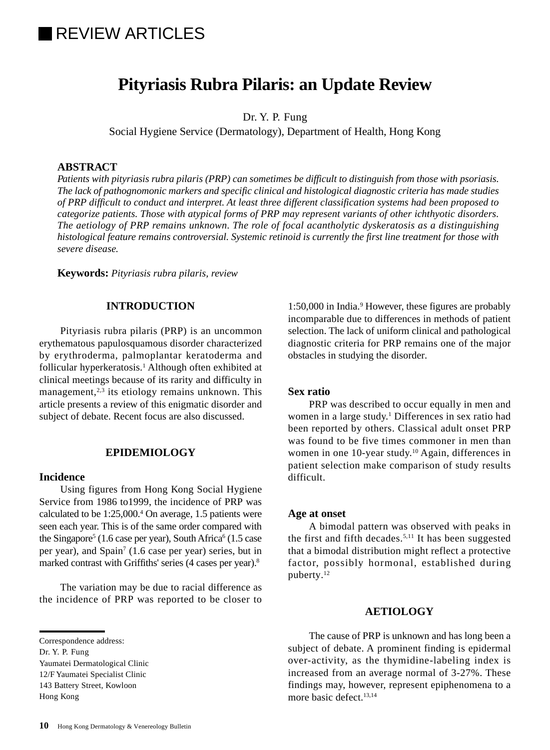REVIEW ARTICLES

# Pityriasis Rubra Pilaris: an Update Review

Dr. Y. P. Fung
Social Hygiene Service (Dermatology), Department of Health, Hong Kong

**ABSTRACT**

*Patients with pityriasis rubra pilaris (PRP) can sometimes be difficult to distinguish from those with psoriasis. The lack of pathognomonic markers and specific clinical and histological diagnostic criteria has made studies of PRP difficult to conduct and interpret. At least three different classification systems had been proposed to categorize patients. Those with atypical forms of PRP may represent variants of other ichthyotic disorders. The aetiology of PRP remains unknown. The role of focal acantholytic dyskeratosis as a distinguishing histological feature remains controversial. Systemic retinoid is currently the first line treatment for those with severe disease.*

**Keywords:** *Pityriasis rubra pilaris, review*

## INTRODUCTION

Pityriasis rubra pilaris (PRP) is an uncommon erythematous papulosquamous disorder characterized by erythroderma, palmoplantar keratoderma and follicular hyperkeratosis.[1] Although often exhibited at clinical meetings because of its rarity and difficulty in management,[2,3] its etiology remains unknown. This article presents a review of this enigmatic disorder and subject of debate. Recent focus are also discussed.

## EPIDEMIOLOGY

### Incidence

Using figures from Hong Kong Social Hygiene Service from 1986 to1999, the incidence of PRP was calculated to be 1:25,000.[4] On average, 1.5 patients were seen each year. This is of the same order compared with the Singapore[5] (1.6 case per year), South Africa[6] (1.5 case per year), and Spain[7] (1.6 case per year) series, but in marked contrast with Griffiths' series (4 cases per year).[8]

The variation may be due to racial difference as the incidence of PRP was reported to be closer to 1:50,000 in India.[9] However, these figures are probably incomparable due to differences in methods of patient selection. The lack of uniform clinical and pathological diagnostic criteria for PRP remains one of the major obstacles in studying the disorder.

### Sex ratio

PRP was described to occur equally in men and women in a large study.[1] Differences in sex ratio had been reported by others. Classical adult onset PRP was found to be five times commoner in men than women in one 10-year study.[10] Again, differences in patient selection make comparison of study results difficult.

### Age at onset

A bimodal pattern was observed with peaks in the first and fifth decades.[5,11] It has been suggested that a bimodal distribution might reflect a protective factor, possibly hormonal, established during puberty.[12]

## AETIOLOGY

The cause of PRP is unknown and has long been a subject of debate. A prominent finding is epidermal over-activity, as the thymidine-labeling index is increased from an average normal of 3-27%. These findings may, however, represent epiphenomena to a more basic defect.[13,14]

Correspondence address:
Dr. Y. P. Fung
Yaumatei Dermatological Clinic
12/F Yaumatei Specialist Clinic
143 Battery Street, Kowloon
Hong Kong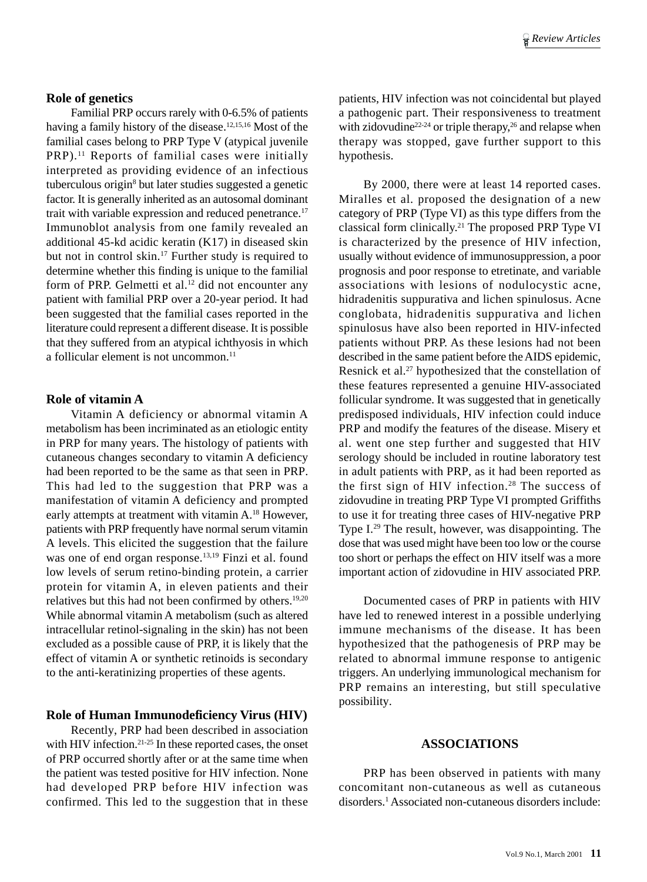## Role of genetics

Familial PRP occurs rarely with 0-6.5% of patients having a family history of the disease.[12,15,16] Most of the familial cases belong to PRP Type V (atypical juvenile PRP).[11] Reports of familial cases were initially interpreted as providing evidence of an infectious tuberculous origin[8] but later studies suggested a genetic factor. It is generally inherited as an autosomal dominant trait with variable expression and reduced penetrance.[17] Immunoblot analysis from one family revealed an additional 45-kd acidic keratin (K17) in diseased skin but not in control skin.[17] Further study is required to determine whether this finding is unique to the familial form of PRP. Gelmetti et al.[12] did not encounter any patient with familial PRP over a 20-year period. It had been suggested that the familial cases reported in the literature could represent a different disease. It is possible that they suffered from an atypical ichthyosis in which a follicular element is not uncommon.[11]

## Role of vitamin A

Vitamin A deficiency or abnormal vitamin A metabolism has been incriminated as an etiologic entity in PRP for many years. The histology of patients with cutaneous changes secondary to vitamin A deficiency had been reported to be the same as that seen in PRP. This had led to the suggestion that PRP was a manifestation of vitamin A deficiency and prompted early attempts at treatment with vitamin A.[18] However, patients with PRP frequently have normal serum vitamin A levels. This elicited the suggestion that the failure was one of end organ response.[13,19] Finzi et al. found low levels of serum retino-binding protein, a carrier protein for vitamin A, in eleven patients and their relatives but this had not been confirmed by others.[19,20] While abnormal vitamin A metabolism (such as altered intracellular retinol-signaling in the skin) has not been excluded as a possible cause of PRP, it is likely that the effect of vitamin A or synthetic retinoids is secondary to the anti-keratinizing properties of these agents.

## Role of Human Immunodeficiency Virus (HIV)

Recently, PRP had been described in association with HIV infection.[21-25] In these reported cases, the onset of PRP occurred shortly after or at the same time when the patient was tested positive for HIV infection. None had developed PRP before HIV infection was confirmed. This led to the suggestion that in these patients, HIV infection was not coincidental but played a pathogenic part. Their responsiveness to treatment with zidovudine[22-24] or triple therapy,[26] and relapse when therapy was stopped, gave further support to this hypothesis.

By 2000, there were at least 14 reported cases. Miralles et al. proposed the designation of a new category of PRP (Type VI) as this type differs from the classical form clinically.[21] The proposed PRP Type VI is characterized by the presence of HIV infection, usually without evidence of immunosuppression, a poor prognosis and poor response to etretinate, and variable associations with lesions of nodulocystic acne, hidradenitis suppurativa and lichen spinulosus. Acne conglobata, hidradenitis suppurativa and lichen spinulosus have also been reported in HIV-infected patients without PRP. As these lesions had not been described in the same patient before the AIDS epidemic, Resnick et al.[27] hypothesized that the constellation of these features represented a genuine HIV-associated follicular syndrome. It was suggested that in genetically predisposed individuals, HIV infection could induce PRP and modify the features of the disease. Misery et al. went one step further and suggested that HIV serology should be included in routine laboratory test in adult patients with PRP, as it had been reported as the first sign of HIV infection.[28] The success of zidovudine in treating PRP Type VI prompted Griffiths to use it for treating three cases of HIV-negative PRP Type I.[29] The result, however, was disappointing. The dose that was used might have been too low or the course too short or perhaps the effect on HIV itself was a more important action of zidovudine in HIV associated PRP.

Documented cases of PRP in patients with HIV have led to renewed interest in a possible underlying immune mechanisms of the disease. It has been hypothesized that the pathogenesis of PRP may be related to abnormal immune response to antigenic triggers. An underlying immunological mechanism for PRP remains an interesting, but still speculative possibility.

# ASSOCIATIONS

PRP has been observed in patients with many concomitant non-cutaneous as well as cutaneous disorders.[1] Associated non-cutaneous disorders include: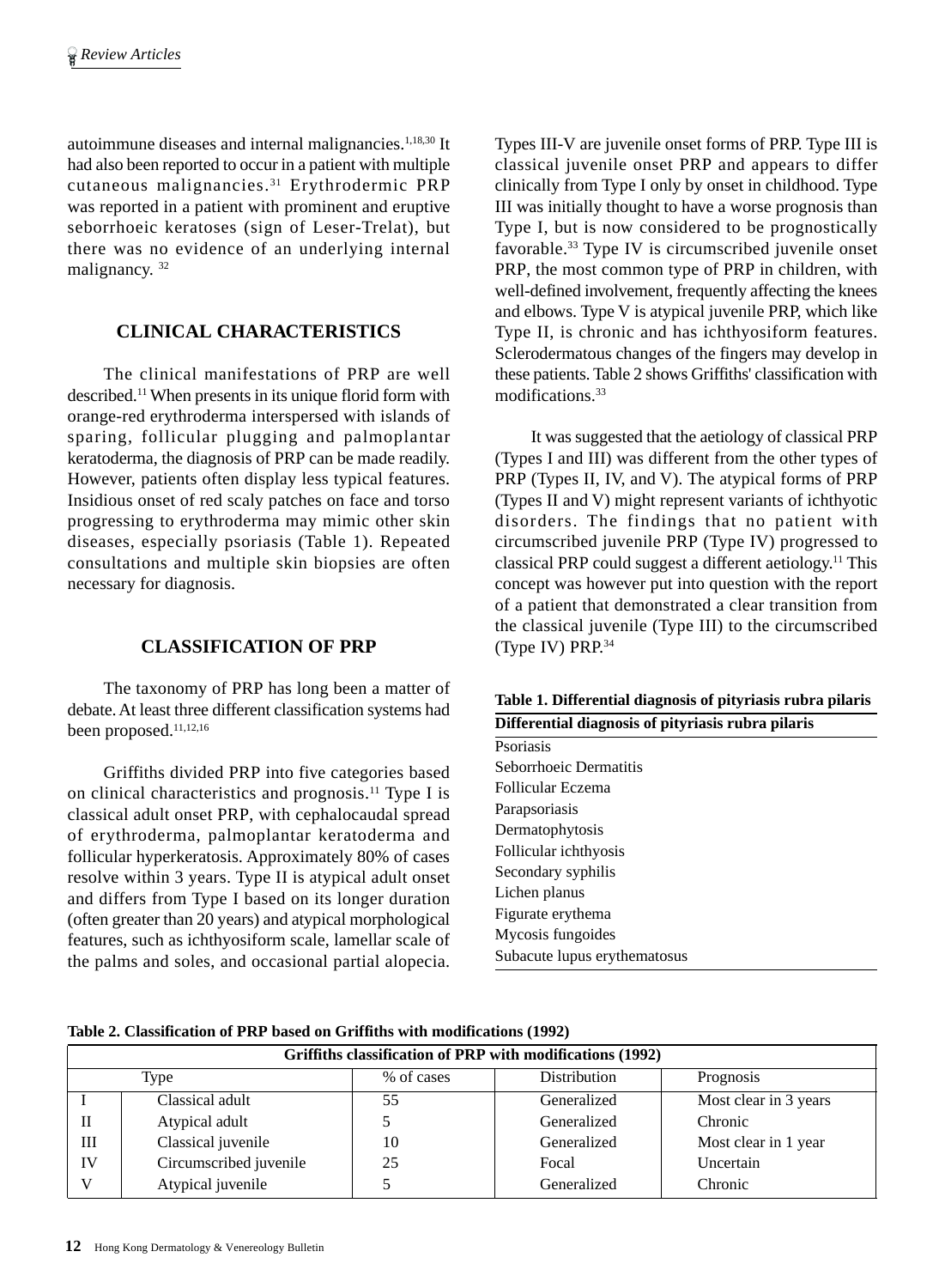autoimmune diseases and internal malignancies.[1,18,30] It had also been reported to occur in a patient with multiple cutaneous malignancies.[31] Erythrodermic PRP was reported in a patient with prominent and eruptive seborrhoeic keratoses (sign of Leser-Trelat), but there was no evidence of an underlying internal malignancy.[32]

## CLINICAL CHARACTERISTICS

The clinical manifestations of PRP are well described.[11] When presents in its unique florid form with orange-red erythroderma interspersed with islands of sparing, follicular plugging and palmoplantar keratoderma, the diagnosis of PRP can be made readily. However, patients often display less typical features. Insidious onset of red scaly patches on face and torso progressing to erythroderma may mimic other skin diseases, especially psoriasis (Table 1). Repeated consultations and multiple skin biopsies are often necessary for diagnosis.

## CLASSIFICATION OF PRP

The taxonomy of PRP has long been a matter of debate. At least three different classification systems had been proposed.[11,12,16]

Griffiths divided PRP into five categories based on clinical characteristics and prognosis.[11] Type I is classical adult onset PRP, with cephalocaudal spread of erythroderma, palmoplantar keratoderma and follicular hyperkeratosis. Approximately 80% of cases resolve within 3 years. Type II is atypical adult onset and differs from Type I based on its longer duration (often greater than 20 years) and atypical morphological features, such as ichthyosiform scale, lamellar scale of the palms and soles, and occasional partial alopecia. Types III-V are juvenile onset forms of PRP. Type III is classical juvenile onset PRP and appears to differ clinically from Type I only by onset in childhood. Type III was initially thought to have a worse prognosis than Type I, but is now considered to be prognostically favorable.[33] Type IV is circumscribed juvenile onset PRP, the most common type of PRP in children, with well-defined involvement, frequently affecting the knees and elbows. Type V is atypical juvenile PRP, which like Type II, is chronic and has ichthyosiform features. Sclerodermatous changes of the fingers may develop in these patients. Table 2 shows Griffiths' classification with modifications.[33]

It was suggested that the aetiology of classical PRP (Types I and III) was different from the other types of PRP (Types II, IV, and V). The atypical forms of PRP (Types II and V) might represent variants of ichthyotic disorders. The findings that no patient with circumscribed juvenile PRP (Type IV) progressed to classical PRP could suggest a different aetiology.[11] This concept was however put into question with the report of a patient that demonstrated a clear transition from the classical juvenile (Type III) to the circumscribed (Type IV) PRP.[34]

**Table 1. Differential diagnosis of pityriasis rubra pilaris**

| Differential diagnosis of pityriasis rubra pilaris |
|---|
| Psoriasis |
| Seborrhoeic Dermatitis |
| Follicular Eczema |
| Parapsoriasis |
| Dermatophytosis |
| Follicular ichthyosis |
| Secondary syphilis |
| Lichen planus |
| Figurate erythema |
| Mycosis fungoides |
| Subacute lupus erythematosus |

**Table 2. Classification of PRP based on Griffiths with modifications (1992)**

| Griffiths classification of PRP with modifications (1992) | | | | |
|---|---|---|---|---|
| Type | | % of cases | Distribution | Prognosis |
| I | Classical adult | 55 | Generalized | Most clear in 3 years |
| II | Atypical adult | 5 | Generalized | Chronic |
| III | Classical juvenile | 10 | Generalized | Most clear in 1 year |
| IV | Circumscribed juvenile | 25 | Focal | Uncertain |
| V | Atypical juvenile | 5 | Generalized | Chronic |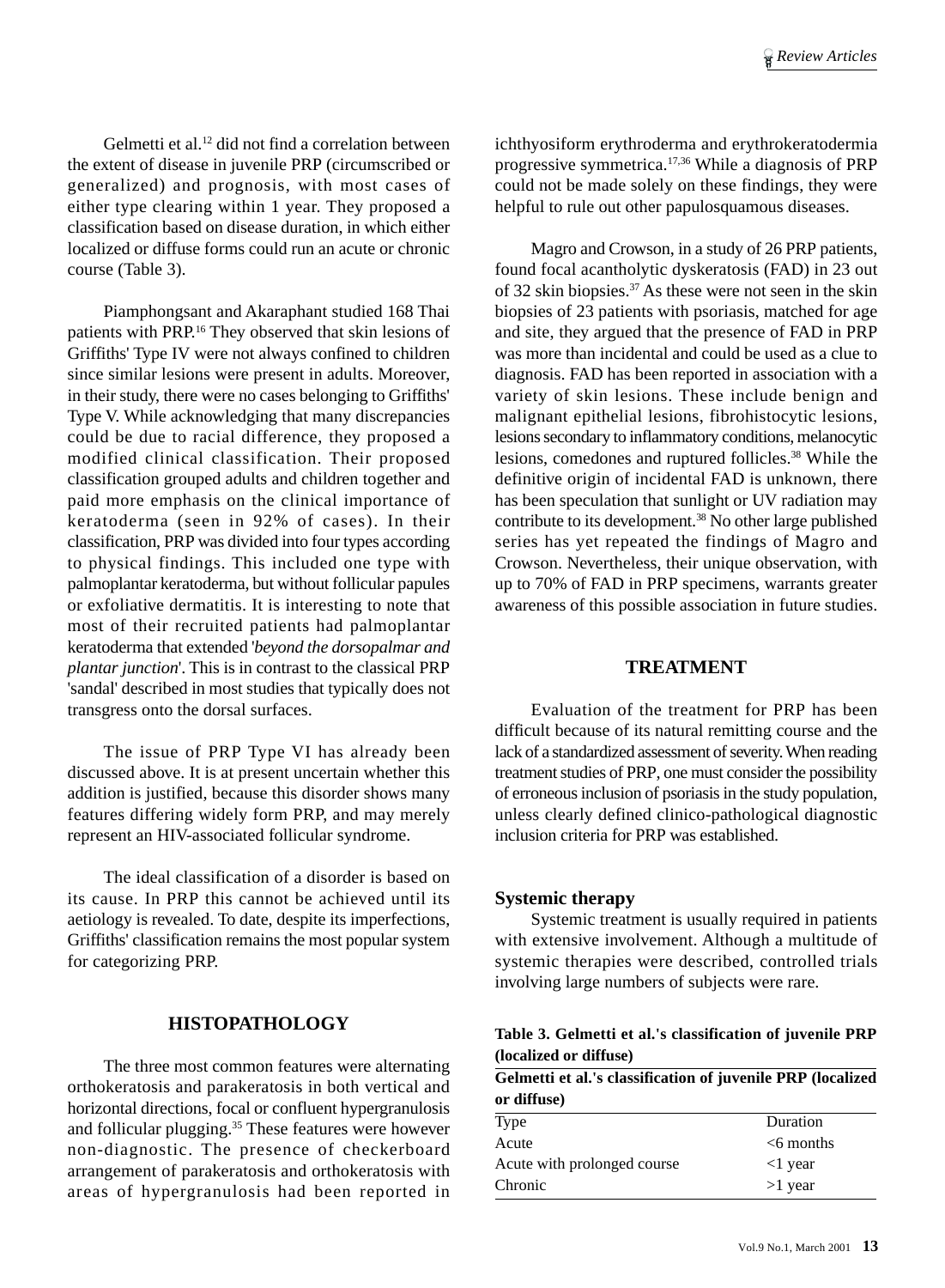Gelmetti et al.[12] did not find a correlation between the extent of disease in juvenile PRP (circumscribed or generalized) and prognosis, with most cases of either type clearing within 1 year. They proposed a classification based on disease duration, in which either localized or diffuse forms could run an acute or chronic course (Table 3).

Piamphongsant and Akaraphant studied 168 Thai patients with PRP.[16] They observed that skin lesions of Griffiths' Type IV were not always confined to children since similar lesions were present in adults. Moreover, in their study, there were no cases belonging to Griffiths' Type V. While acknowledging that many discrepancies could be due to racial difference, they proposed a modified clinical classification. Their proposed classification grouped adults and children together and paid more emphasis on the clinical importance of keratoderma (seen in 92% of cases). In their classification, PRP was divided into four types according to physical findings. This included one type with palmoplantar keratoderma, but without follicular papules or exfoliative dermatitis. It is interesting to note that most of their recruited patients had palmoplantar keratoderma that extended '*beyond the dorsopalmar and plantar junction*'. This is in contrast to the classical PRP 'sandal' described in most studies that typically does not transgress onto the dorsal surfaces.

The issue of PRP Type VI has already been discussed above. It is at present uncertain whether this addition is justified, because this disorder shows many features differing widely form PRP, and may merely represent an HIV-associated follicular syndrome.

The ideal classification of a disorder is based on its cause. In PRP this cannot be achieved until its aetiology is revealed. To date, despite its imperfections, Griffiths' classification remains the most popular system for categorizing PRP.

## HISTOPATHOLOGY

The three most common features were alternating orthokeratosis and parakeratosis in both vertical and horizontal directions, focal or confluent hypergranulosis and follicular plugging.[35] These features were however non-diagnostic. The presence of checkerboard arrangement of parakeratosis and orthokeratosis with areas of hypergranulosis had been reported in ichthyosiform erythroderma and erythrokeratodermia progressive symmetrica.[17,36] While a diagnosis of PRP could not be made solely on these findings, they were helpful to rule out other papulosquamous diseases.

Magro and Crowson, in a study of 26 PRP patients, found focal acantholytic dyskeratosis (FAD) in 23 out of 32 skin biopsies.[37] As these were not seen in the skin biopsies of 23 patients with psoriasis, matched for age and site, they argued that the presence of FAD in PRP was more than incidental and could be used as a clue to diagnosis. FAD has been reported in association with a variety of skin lesions. These include benign and malignant epithelial lesions, fibrohistocytic lesions, lesions secondary to inflammatory conditions, melanocytic lesions, comedones and ruptured follicles.[38] While the definitive origin of incidental FAD is unknown, there has been speculation that sunlight or UV radiation may contribute to its development.[38] No other large published series has yet repeated the findings of Magro and Crowson. Nevertheless, their unique observation, with up to 70% of FAD in PRP specimens, warrants greater awareness of this possible association in future studies.

## TREATMENT

Evaluation of the treatment for PRP has been difficult because of its natural remitting course and the lack of a standardized assessment of severity. When reading treatment studies of PRP, one must consider the possibility of erroneous inclusion of psoriasis in the study population, unless clearly defined clinico-pathological diagnostic inclusion criteria for PRP was established.

### Systemic therapy

Systemic treatment is usually required in patients with extensive involvement. Although a multitude of systemic therapies were described, controlled trials involving large numbers of subjects were rare.

**Table 3. Gelmetti et al.'s classification of juvenile PRP (localized or diffuse)**

| Type | Duration |
|---|---|
| Acute | <6 months |
| Acute with prolonged course | <1 year |
| Chronic | >1 year |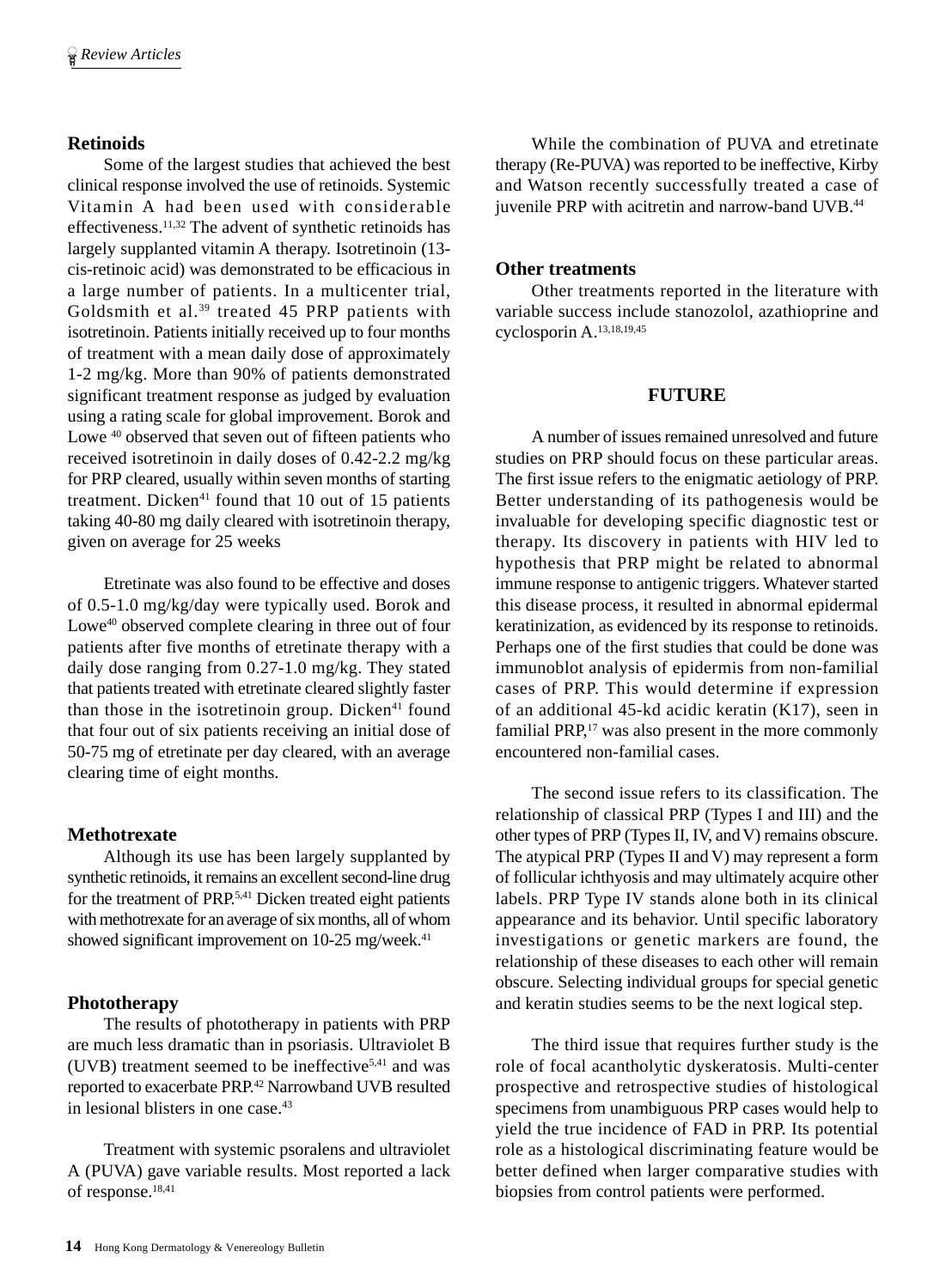### Retinoids

Some of the largest studies that achieved the best clinical response involved the use of retinoids. Systemic Vitamin A had been used with considerable effectiveness.[11,32] The advent of synthetic retinoids has largely supplanted vitamin A therapy. Isotretinoin (13-cis-retinoic acid) was demonstrated to be efficacious in a large number of patients. In a multicenter trial, Goldsmith et al.[39] treated 45 PRP patients with isotretinoin. Patients initially received up to four months of treatment with a mean daily dose of approximately 1-2 mg/kg. More than 90% of patients demonstrated significant treatment response as judged by evaluation using a rating scale for global improvement. Borok and Lowe [40] observed that seven out of fifteen patients who received isotretinoin in daily doses of 0.42-2.2 mg/kg for PRP cleared, usually within seven months of starting treatment. Dicken[41] found that 10 out of 15 patients taking 40-80 mg daily cleared with isotretinoin therapy, given on average for 25 weeks

Etretinate was also found to be effective and doses of 0.5-1.0 mg/kg/day were typically used. Borok and Lowe[40] observed complete clearing in three out of four patients after five months of etretinate therapy with a daily dose ranging from 0.27-1.0 mg/kg. They stated that patients treated with etretinate cleared slightly faster than those in the isotretinoin group. Dicken[41] found that four out of six patients receiving an initial dose of 50-75 mg of etretinate per day cleared, with an average clearing time of eight months.

### Methotrexate

Although its use has been largely supplanted by synthetic retinoids, it remains an excellent second-line drug for the treatment of PRP.[5,41] Dicken treated eight patients with methotrexate for an average of six months, all of whom showed significant improvement on 10-25 mg/week.[41]

### Phototherapy

The results of phototherapy in patients with PRP are much less dramatic than in psoriasis. Ultraviolet B (UVB) treatment seemed to be ineffective[5,41] and was reported to exacerbate PRP.[42] Narrowband UVB resulted in lesional blisters in one case.[43]

Treatment with systemic psoralens and ultraviolet A (PUVA) gave variable results. Most reported a lack of response.[18,41]

While the combination of PUVA and etretinate therapy (Re-PUVA) was reported to be ineffective, Kirby and Watson recently successfully treated a case of juvenile PRP with acitretin and narrow-band UVB.[44]

### Other treatments

Other treatments reported in the literature with variable success include stanozolol, azathioprine and cyclosporin A.[13,18,19,45]

## FUTURE

A number of issues remained unresolved and future studies on PRP should focus on these particular areas. The first issue refers to the enigmatic aetiology of PRP. Better understanding of its pathogenesis would be invaluable for developing specific diagnostic test or therapy. Its discovery in patients with HIV led to hypothesis that PRP might be related to abnormal immune response to antigenic triggers. Whatever started this disease process, it resulted in abnormal epidermal keratinization, as evidenced by its response to retinoids. Perhaps one of the first studies that could be done was immunoblot analysis of epidermis from non-familial cases of PRP. This would determine if expression of an additional 45-kd acidic keratin (K17), seen in familial PRP,[17] was also present in the more commonly encountered non-familial cases.

The second issue refers to its classification. The relationship of classical PRP (Types I and III) and the other types of PRP (Types II, IV, and V) remains obscure. The atypical PRP (Types II and V) may represent a form of follicular ichthyosis and may ultimately acquire other labels. PRP Type IV stands alone both in its clinical appearance and its behavior. Until specific laboratory investigations or genetic markers are found, the relationship of these diseases to each other will remain obscure. Selecting individual groups for special genetic and keratin studies seems to be the next logical step.

The third issue that requires further study is the role of focal acantholytic dyskeratosis. Multi-center prospective and retrospective studies of histological specimens from unambiguous PRP cases would help to yield the true incidence of FAD in PRP. Its potential role as a histological discriminating feature would be better defined when larger comparative studies with biopsies from control patients were performed.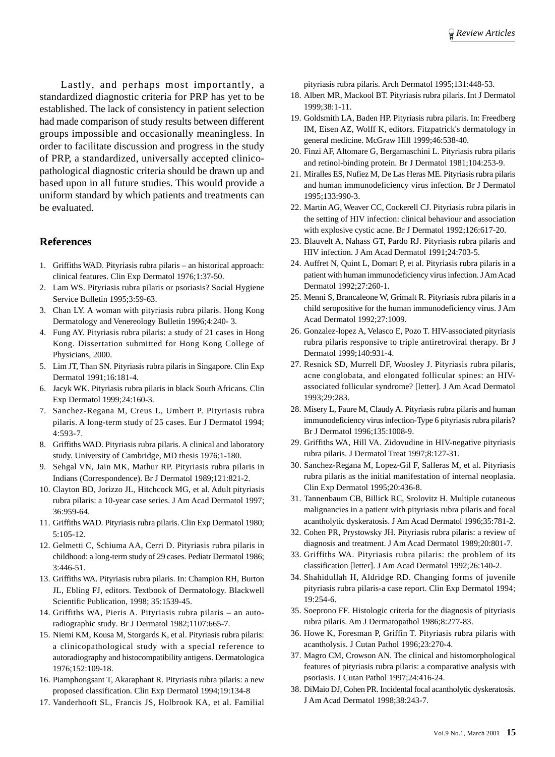Lastly, and perhaps most importantly, a standardized diagnostic criteria for PRP has yet to be established. The lack of consistency in patient selection had made comparison of study results between different groups impossible and occasionally meaningless. In order to facilitate discussion and progress in the study of PRP, a standardized, universally accepted clinico-pathological diagnostic criteria should be drawn up and based upon in all future studies. This would provide a uniform standard by which patients and treatments can be evaluated.

## References

1. Griffiths WAD. Pityriasis rubra pilaris – an historical approach: clinical features. Clin Exp Dermatol 1976;1:37-50.
2. Lam WS. Pityriasis rubra pilaris or psoriasis? Social Hygiene Service Bulletin 1995;3:59-63.
3. Chan LY. A woman with pityriasis rubra pilaris. Hong Kong Dermatology and Venereology Bulletin 1996;4:240- 3.
4. Fung AY. Pityriasis rubra pilaris: a study of 21 cases in Hong Kong. Dissertation submitted for Hong Kong College of Physicians, 2000.
5. Lim JT, Than SN. Pityriasis rubra pilaris in Singapore. Clin Exp Dermatol 1991;16:181-4.
6. Jacyk WK. Pityriasis rubra pilaris in black South Africans. Clin Exp Dermatol 1999;24:160-3.
7. Sanchez-Regana M, Creus L, Umbert P. Pityriasis rubra pilaris. A long-term study of 25 cases. Eur J Dermatol 1994; 4:593-7.
8. Griffiths WAD. Pityriasis rubra pilaris. A clinical and laboratory study. University of Cambridge, MD thesis 1976;1-180.
9. Sehgal VN, Jain MK, Mathur RP. Pityriasis rubra pilaris in Indians (Correspondence). Br J Dermatol 1989;121:821-2.
10. Clayton BD, Jorizzo JL, Hitchcock MG, et al. Adult pityriasis rubra pilaris: a 10-year case series. J Am Acad Dermatol 1997; 36:959-64.
11. Griffiths WAD. Pityriasis rubra pilaris. Clin Exp Dermatol 1980; 5:105-12.
12. Gelmetti C, Schiuma AA, Cerri D. Pityriasis rubra pilaris in childhood: a long-term study of 29 cases. Pediatr Dermatol 1986; 3:446-51.
13. Griffiths WA. Pityriasis rubra pilaris. In: Champion RH, Burton JL, Ebling FJ, editors. Textbook of Dermatology. Blackwell Scientific Publication, 1998; 35:1539-45.
14. Griffiths WA, Pieris A. Pityriasis rubra pilaris – an auto-radiographic study. Br J Dermatol 1982;1107:665-7.
15. Niemi KM, Kousa M, Storgards K, et al. Pityriasis rubra pilaris: a clinicopathological study with a special reference to autoradiography and histocompatibility antigens. Dermatologica 1976;152:109-18.
16. Piamphongsant T, Akaraphant R. Pityriasis rubra pilaris: a new proposed classification. Clin Exp Dermatol 1994;19:134-8
17. Vanderhooft SL, Francis JS, Holbrook KA, et al. Familial pityriasis rubra pilaris. Arch Dermatol 1995;131:448-53.
18. Albert MR, Mackool BT. Pityriasis rubra pilaris. Int J Dermatol 1999;38:1-11.
19. Goldsmith LA, Baden HP. Pityriasis rubra pilaris. In: Freedberg IM, Eisen AZ, Wolff K, editors. Fitzpatrick's dermatology in general medicine. McGraw Hill 1999;46:538-40.
20. Finzi AF, Altomare G, Bergamaschini L. Pityriasis rubra pilaris and retinol-binding protein. Br J Dermatol 1981;104:253-9.
21. Miralles ES, Nufiez M, De Las Heras ME. Pityriasis rubra pilaris and human immunodeficiency virus infection. Br J Dermatol 1995;133:990-3.
22. Martin AG, Weaver CC, Cockerell CJ. Pityriasis rubra pilaris in the setting of HIV infection: clinical behaviour and association with explosive cystic acne. Br J Dermatol 1992;126:617-20.
23. Blauvelt A, Nahass GT, Pardo RJ. Pityriasis rubra pilaris and HIV infection. J Am Acad Dermatol 1991;24:703-5.
24. Auffret N, Quint L, Domart P, et al. Pityriasis rubra pilaris in a patient with human immunodeficiency virus infection. J Am Acad Dermatol 1992;27:260-1.
25. Menni S, Brancaleone W, Grimalt R. Pityriasis rubra pilaris in a child seropositive for the human immunodeficiency virus. J Am Acad Dermatol 1992;27:1009.
26. Gonzalez-lopez A, Velasco E, Pozo T. HIV-associated pityriasis rubra pilaris responsive to triple antiretroviral therapy. Br J Dermatol 1999;140:931-4.
27. Resnick SD, Murrell DF, Woosley J. Pityriasis rubra pilaris, acne conglobata, and elongated follicular spines: an HIV-associated follicular syndrome? [letter]. J Am Acad Dermatol 1993;29:283.
28. Misery L, Faure M, Claudy A. Pityriasis rubra pilaris and human immunodeficiency virus infection-Type 6 pityriasis rubra pilaris? Br J Dermatol 1996;135:1008-9.
29. Griffiths WA, Hill VA. Zidovudine in HIV-negative pityriasis rubra pilaris. J Dermatol Treat 1997;8:127-31.
30. Sanchez-Regana M, Lopez-Gil F, Salleras M, et al. Pityriasis rubra pilaris as the initial manifestation of internal neoplasia. Clin Exp Dermatol 1995;20:436-8.
31. Tannenbaum CB, Billick RC, Srolovitz H. Multiple cutaneous malignancies in a patient with pityriasis rubra pilaris and focal acantholytic dyskeratosis. J Am Acad Dermatol 1996;35:781-2.
32. Cohen PR, Prystowsky JH. Pityriasis rubra pilaris: a review of diagnosis and treatment. J Am Acad Dermatol 1989;20:801-7.
33. Griffiths WA. Pityriasis rubra pilaris: the problem of its classification [letter]. J Am Acad Dermatol 1992;26:140-2.
34. Shahidullah H, Aldridge RD. Changing forms of juvenile pityriasis rubra pilaris-a case report. Clin Exp Dermatol 1994; 19:254-6.
35. Soeprono FF. Histologic criteria for the diagnosis of pityriasis rubra pilaris. Am J Dermatopathol 1986;8:277-83.
36. Howe K, Foresman P, Griffin T. Pityriasis rubra pilaris with acantholysis. J Cutan Pathol 1996;23:270-4.
37. Magro CM, Crowson AN. The clinical and histomorphological features of pityriasis rubra pilaris: a comparative analysis with psoriasis. J Cutan Pathol 1997;24:416-24.
38. DiMaio DJ, Cohen PR. Incidental focal acantholytic dyskeratosis. J Am Acad Dermatol 1998;38:243-7.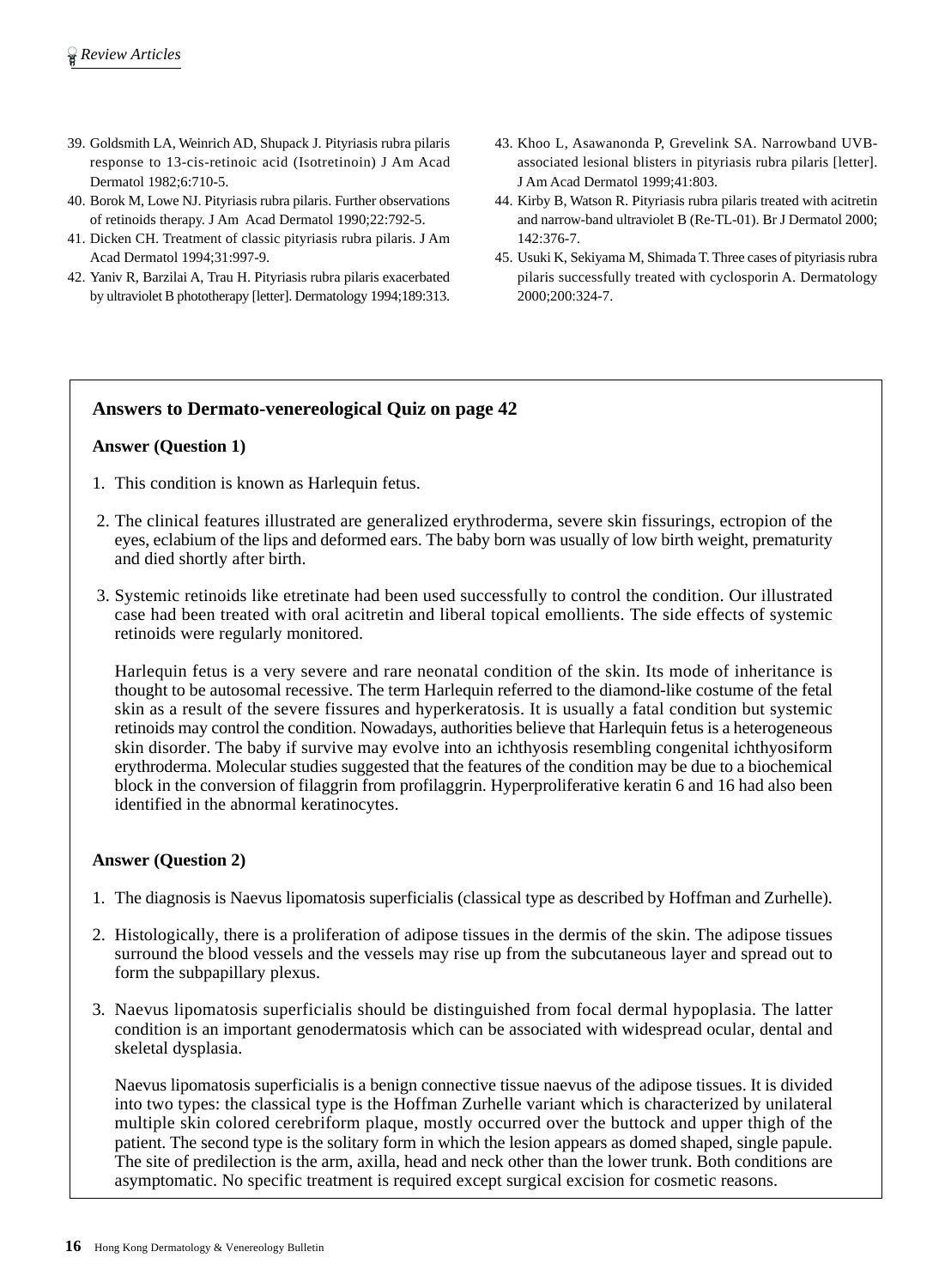39. Goldsmith LA, Weinrich AD, Shupack J. Pityriasis rubra pilaris response to 13-cis-retinoic acid (Isotretinoin) J Am Acad Dermatol 1982;6:710-5.
40. Borok M, Lowe NJ. Pityriasis rubra pilaris. Further observations of retinoids therapy. J Am Acad Dermatol 1990;22:792-5.
41. Dicken CH. Treatment of classic pityriasis rubra pilaris. J Am Acad Dermatol 1994;31:997-9.
42. Yaniv R, Barzilai A, Trau H. Pityriasis rubra pilaris exacerbated by ultraviolet B phototherapy [letter]. Dermatology 1994;189:313.
43. Khoo L, Asawanonda P, Grevelink SA. Narrowband UVB-associated lesional blisters in pityriasis rubra pilaris [letter]. J Am Acad Dermatol 1999;41:803.
44. Kirby B, Watson R. Pityriasis rubra pilaris treated with acitretin and narrow-band ultraviolet B (Re-TL-01). Br J Dermatol 2000; 142:376-7.
45. Usuki K, Sekiyama M, Shimada T. Three cases of pityriasis rubra pilaris successfully treated with cyclosporin A. Dermatology 2000;200:324-7.

## Answers to Dermato-venereological Quiz on page 42

### Answer (Question 1)

1. This condition is known as Harlequin fetus.
2. The clinical features illustrated are generalized erythroderma, severe skin fissurings, ectropion of the eyes, eclabium of the lips and deformed ears. The baby born was usually of low birth weight, prematurity and died shortly after birth.
3. Systemic retinoids like etretinate had been used successfully to control the condition. Our illustrated case had been treated with oral acitretin and liberal topical emollients. The side effects of systemic retinoids were regularly monitored.

   Harlequin fetus is a very severe and rare neonatal condition of the skin. Its mode of inheritance is thought to be autosomal recessive. The term Harlequin referred to the diamond-like costume of the fetal skin as a result of the severe fissures and hyperkeratosis. It is usually a fatal condition but systemic retinoids may control the condition. Nowadays, authorities believe that Harlequin fetus is a heterogeneous skin disorder. The baby if survive may evolve into an ichthyosis resembling congenital ichthyosiform erythroderma. Molecular studies suggested that the features of the condition may be due to a biochemical block in the conversion of filaggrin from profilaggrin. Hyperproliferative keratin 6 and 16 had also been identified in the abnormal keratinocytes.

### Answer (Question 2)

1. The diagnosis is Naevus lipomatosis superficialis (classical type as described by Hoffman and Zurhelle).
2. Histologically, there is a proliferation of adipose tissues in the dermis of the skin. The adipose tissues surround the blood vessels and the vessels may rise up from the subcutaneous layer and spread out to form the subpapillary plexus.
3. Naevus lipomatosis superficialis should be distinguished from focal dermal hypoplasia. The latter condition is an important genodermatosis which can be associated with widespread ocular, dental and skeletal dysplasia.

   Naevus lipomatosis superficialis is a benign connective tissue naevus of the adipose tissues. It is divided into two types: the classical type is the Hoffman Zurhelle variant which is characterized by unilateral multiple skin colored cerebriform plaque, mostly occurred over the buttock and upper thigh of the patient. The second type is the solitary form in which the lesion appears as domed shaped, single papule. The site of predilection is the arm, axilla, head and neck other than the lower trunk. Both conditions are asymptomatic. No specific treatment is required except surgical excision for cosmetic reasons.